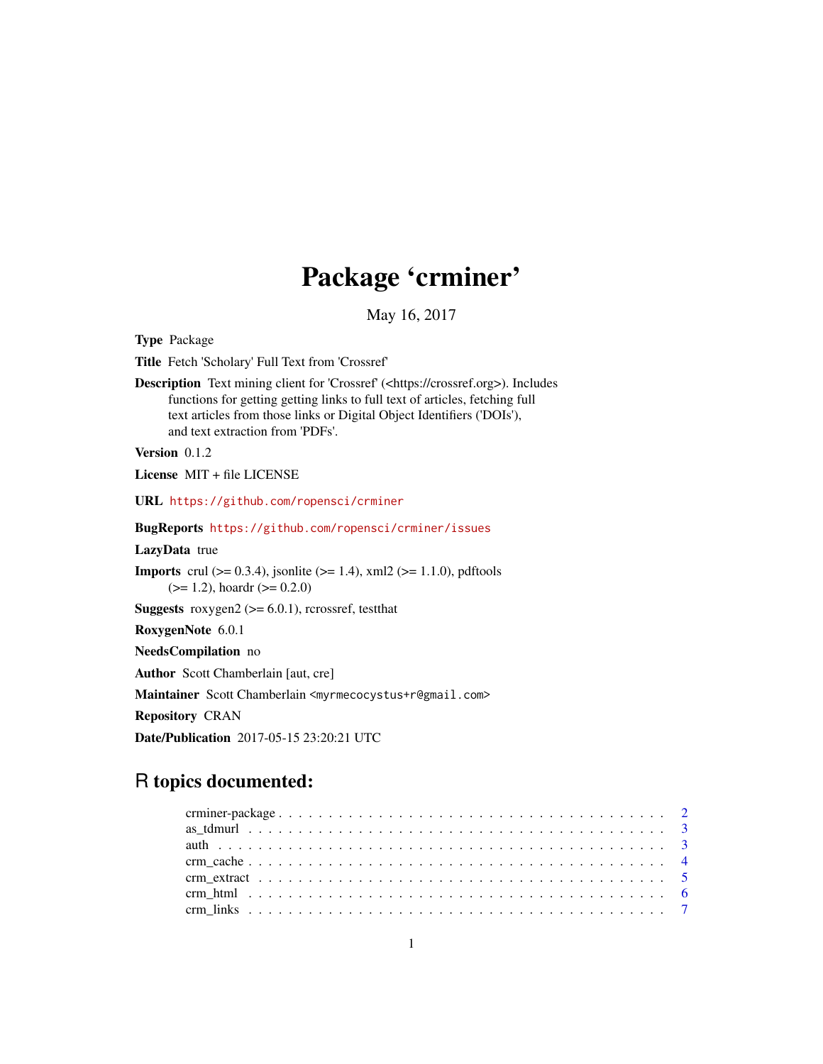# Package 'crminer'

May 16, 2017

**Type** Package

**Title** Fetch 'Scholary' Full Text from 'Crossref'

**Description** Text mining client for 'Crossref' (<https://crossref.org>). Includes functions for getting getting links to full text of articles, fetching full text articles from those links or Digital Object Identifiers ('DOIs'), and text extraction from 'PDFs'.

**Version** 0.1.2

**License** MIT + file LICENSE

**URL** https://github.com/ropensci/crminer

**BugReports** https://github.com/ropensci/crminer/issues

**LazyData** true

**Imports** crul (>= 0.3.4), jsonlite (>= 1.4), xml2 (>= 1.1.0), pdftools (>= 1.2), hoardr (>= 0.2.0)

**Suggests** roxygen2 (>= 6.0.1), rcrossref, testthat

**RoxygenNote** 6.0.1

**NeedsCompilation** no

**Author** Scott Chamberlain [aut, cre]

**Maintainer** Scott Chamberlain <myrmecocystus+r@gmail.com>

**Repository** CRAN

**Date/Publication** 2017-05-15 23:20:21 UTC

## R topics documented:

crminer-package . . . . . . . . . . . . . . . . . . . . . . . . . . . . . . . . . . . . . 2
as_tdmurl . . . . . . . . . . . . . . . . . . . . . . . . . . . . . . . . . . . . . . . . . 3
auth . . . . . . . . . . . . . . . . . . . . . . . . . . . . . . . . . . . . . . . . . . . 3
crm_cache . . . . . . . . . . . . . . . . . . . . . . . . . . . . . . . . . . . . . . . . 4
crm_extract . . . . . . . . . . . . . . . . . . . . . . . . . . . . . . . . . . . . . . . 5
crm_html . . . . . . . . . . . . . . . . . . . . . . . . . . . . . . . . . . . . . . . . 6
crm_links . . . . . . . . . . . . . . . . . . . . . . . . . . . . . . . . . . . . . . . . 7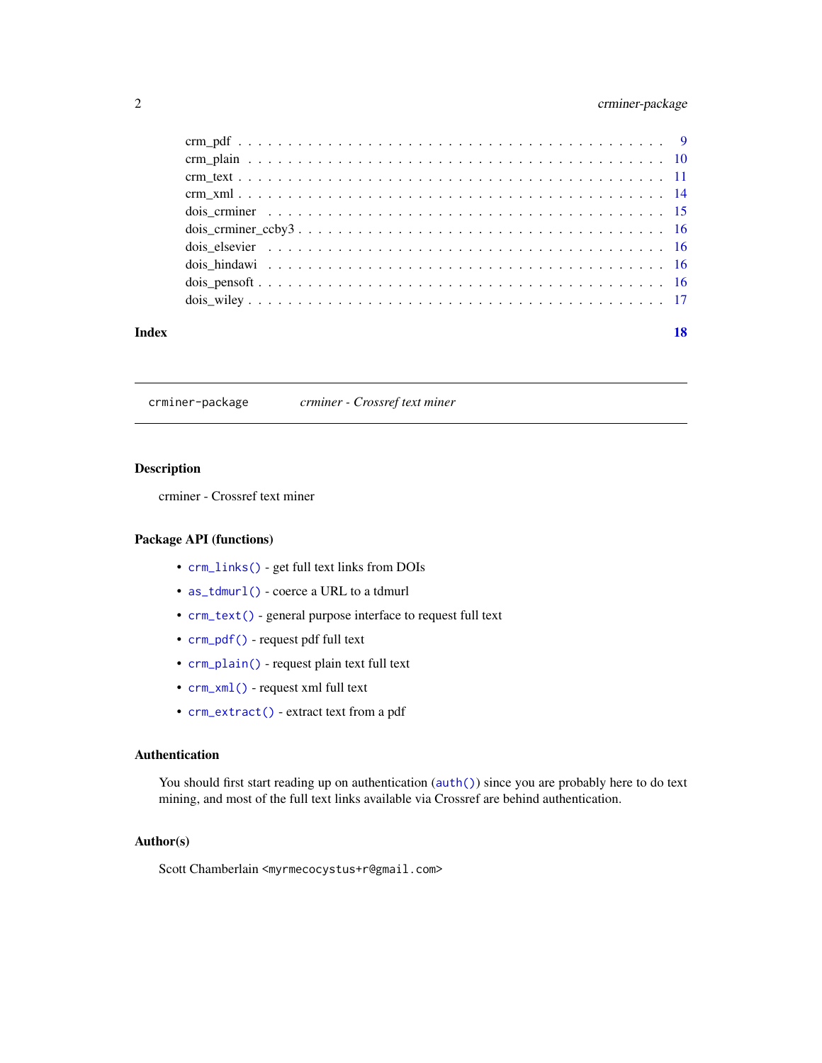crm_pdf . . . . . . . . . . . . . . . . . . . . . . . . . . . . . . . . . . . . . . . 9
crm_plain . . . . . . . . . . . . . . . . . . . . . . . . . . . . . . . . . . . . . . 10
crm_text . . . . . . . . . . . . . . . . . . . . . . . . . . . . . . . . . . . . . . . 11
crm_xml . . . . . . . . . . . . . . . . . . . . . . . . . . . . . . . . . . . . . . . 14
dois_crminer . . . . . . . . . . . . . . . . . . . . . . . . . . . . . . . . . . . . 15
dois_crminer_ccby3 . . . . . . . . . . . . . . . . . . . . . . . . . . . . . . . . . 16
dois_elsevier . . . . . . . . . . . . . . . . . . . . . . . . . . . . . . . . . . . . 16
dois_hindawi . . . . . . . . . . . . . . . . . . . . . . . . . . . . . . . . . . . . 16
dois_pensoft . . . . . . . . . . . . . . . . . . . . . . . . . . . . . . . . . . . . 16
dois_wiley . . . . . . . . . . . . . . . . . . . . . . . . . . . . . . . . . . . . . 17

**Index** **18**

---

`crminer-package` *crminer - Crossref text miner*

---

### Description

crminer - Crossref text miner

### Package API (functions)

- `crm_links()` - get full text links from DOIs
- `as_tdmurl()` - coerce a URL to a tdmurl
- `crm_text()` - general purpose interface to request full text
- `crm_pdf()` - request pdf full text
- `crm_plain()` - request plain text full text
- `crm_xml()` - request xml full text
- `crm_extract()` - extract text from a pdf

### Authentication

You should first start reading up on authentication (`auth()`) since you are probably here to do text mining, and most of the full text links available via Crossref are behind authentication.

### Author(s)

Scott Chamberlain `<myrmecocystus+r@gmail.com>`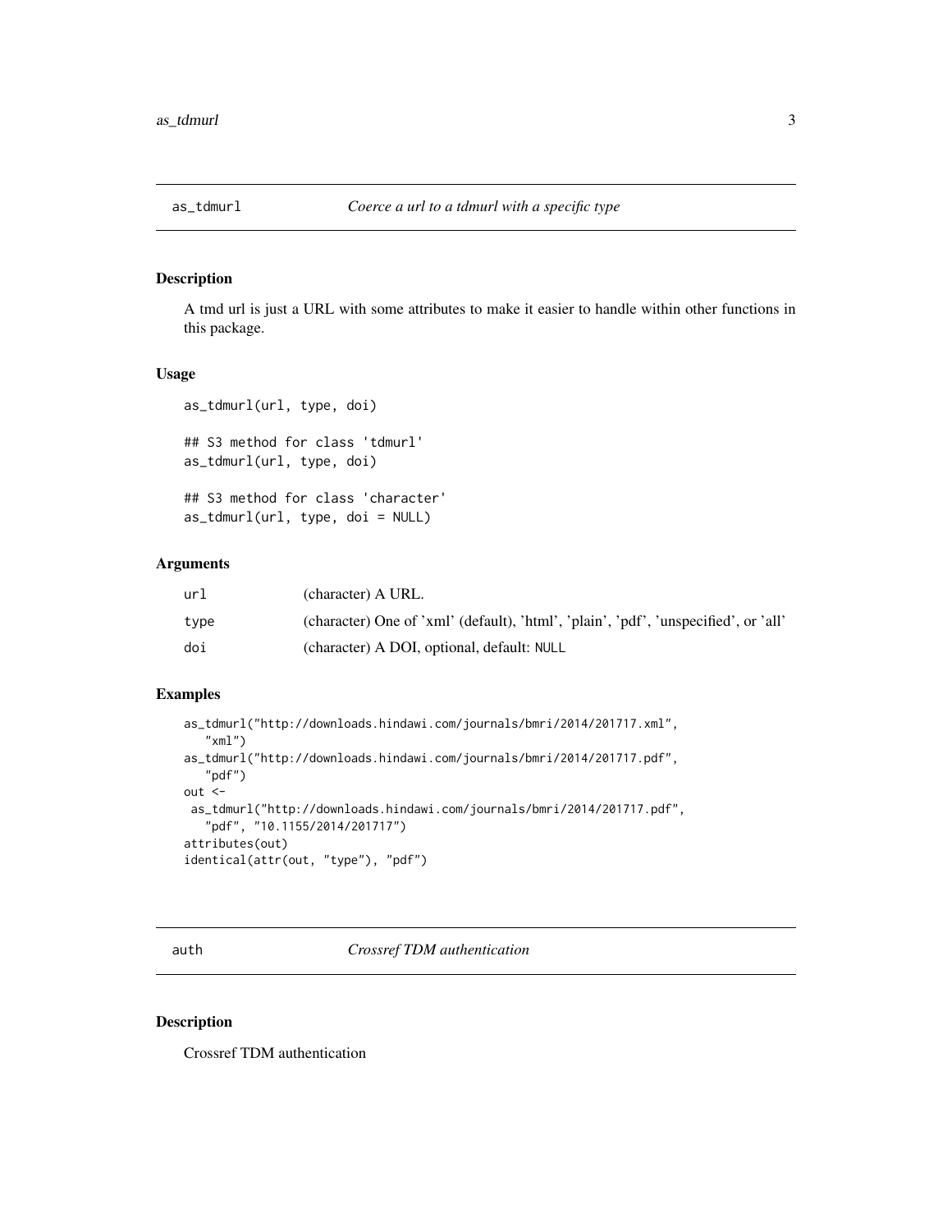## as_tdmurl — *Coerce a url to a tdmurl with a specific type*

### Description

A tmd url is just a URL with some attributes to make it easier to handle within other functions in this package.

### Usage

```
as_tdmurl(url, type, doi)

## S3 method for class 'tdmurl'
as_tdmurl(url, type, doi)

## S3 method for class 'character'
as_tdmurl(url, type, doi = NULL)
```

### Arguments

| | |
|---|---|
| url | (character) A URL. |
| type | (character) One of 'xml' (default), 'html', 'plain', 'pdf', 'unspecified', or 'all' |
| doi | (character) A DOI, optional, default: NULL |

### Examples

```
as_tdmurl("http://downloads.hindawi.com/journals/bmri/2014/201717.xml",
   "xml")
as_tdmurl("http://downloads.hindawi.com/journals/bmri/2014/201717.pdf",
   "pdf")
out <-
 as_tdmurl("http://downloads.hindawi.com/journals/bmri/2014/201717.pdf",
   "pdf", "10.1155/2014/201717")
attributes(out)
identical(attr(out, "type"), "pdf")
```

## auth — *Crossref TDM authentication*

### Description

Crossref TDM authentication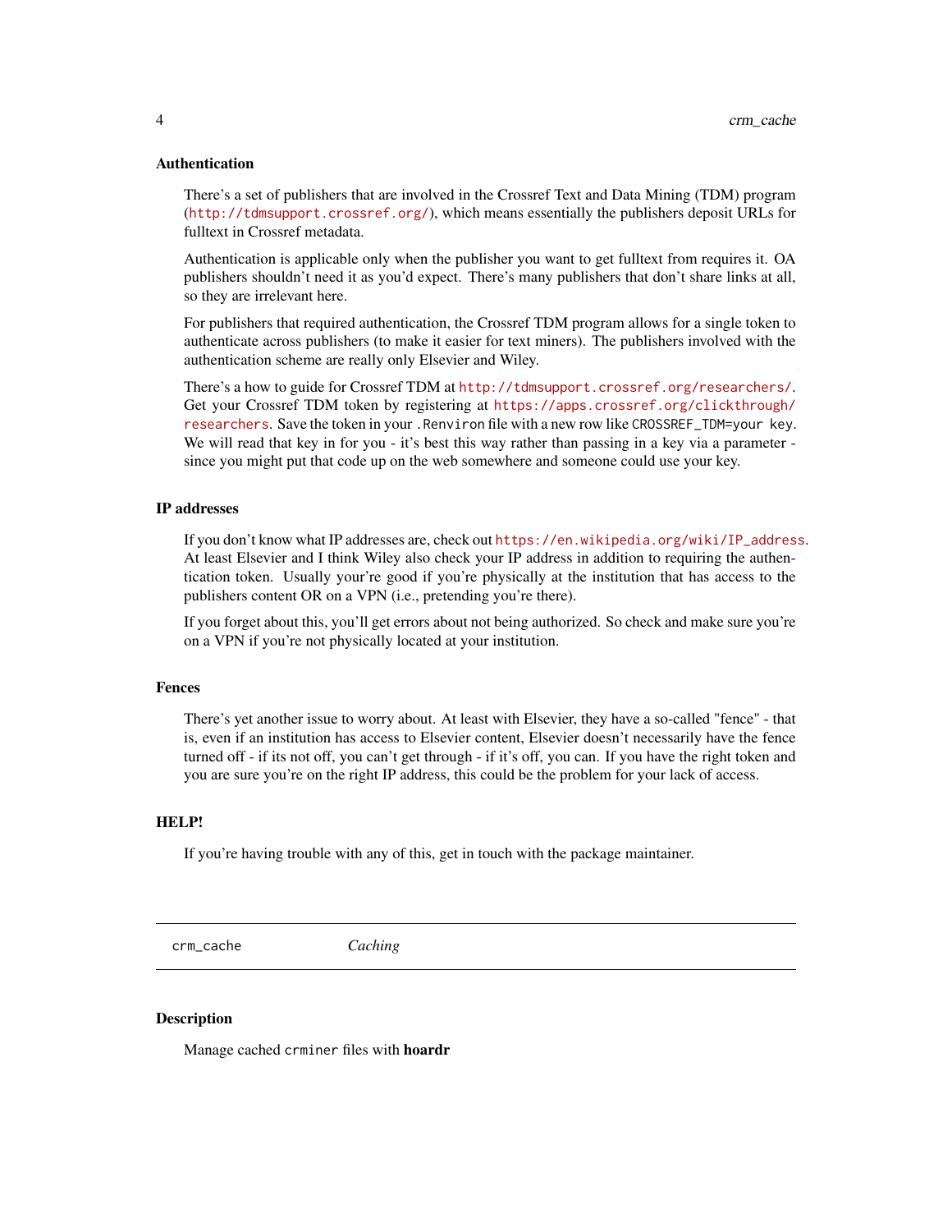### Authentication

There's a set of publishers that are involved in the Crossref Text and Data Mining (TDM) program (http://tdmsupport.crossref.org/), which means essentially the publishers deposit URLs for fulltext in Crossref metadata.

Authentication is applicable only when the publisher you want to get fulltext from requires it. OA publishers shouldn't need it as you'd expect. There's many publishers that don't share links at all, so they are irrelevant here.

For publishers that required authentication, the Crossref TDM program allows for a single token to authenticate across publishers (to make it easier for text miners). The publishers involved with the authentication scheme are really only Elsevier and Wiley.

There's a how to guide for Crossref TDM at http://tdmsupport.crossref.org/researchers/. Get your Crossref TDM token by registering at https://apps.crossref.org/clickthrough/researchers. Save the token in your `.Renviron` file with a new row like `CROSSREF_TDM=your key`. We will read that key in for you - it's best this way rather than passing in a key via a parameter - since you might put that code up on the web somewhere and someone could use your key.

### IP addresses

If you don't know what IP addresses are, check out https://en.wikipedia.org/wiki/IP_address. At least Elsevier and I think Wiley also check your IP address in addition to requiring the authentication token. Usually your're good if you're physically at the institution that has access to the publishers content OR on a VPN (i.e., pretending you're there).

If you forget about this, you'll get errors about not being authorized. So check and make sure you're on a VPN if you're not physically located at your institution.

### Fences

There's yet another issue to worry about. At least with Elsevier, they have a so-called "fence" - that is, even if an institution has access to Elsevier content, Elsevier doesn't necessarily have the fence turned off - if its not off, you can't get through - if it's off, you can. If you have the right token and you are sure you're on the right IP address, this could be the problem for your lack of access.

### HELP!

If you're having trouble with any of this, get in touch with the package maintainer.

---

## crm_cache    *Caching*

---

### Description

Manage cached `crminer` files with **hoardr**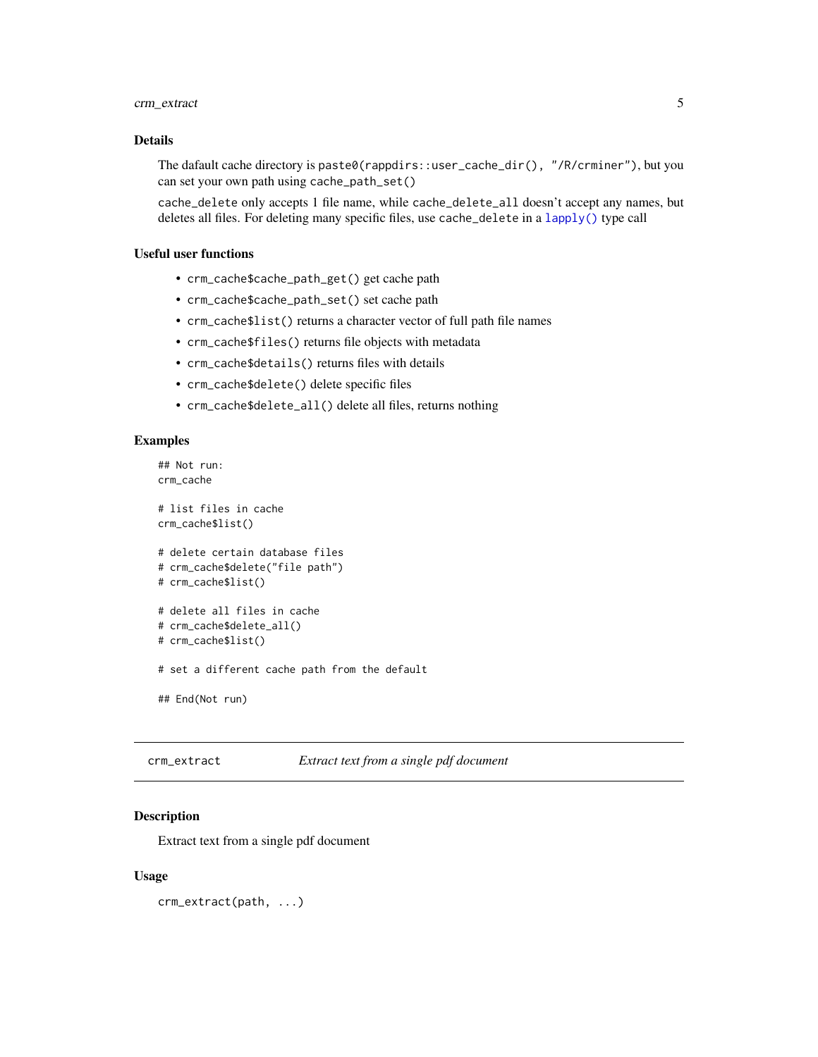### Details

The dafault cache directory is `paste0(rappdirs::user_cache_dir(), "/R/crminer")`, but you can set your own path using `cache_path_set()`

`cache_delete` only accepts 1 file name, while `cache_delete_all` doesn't accept any names, but deletes all files. For deleting many specific files, use `cache_delete` in a `lapply()` type call

### Useful user functions

- `crm_cache$cache_path_get()` get cache path
- `crm_cache$cache_path_set()` set cache path
- `crm_cache$list()` returns a character vector of full path file names
- `crm_cache$files()` returns file objects with metadata
- `crm_cache$details()` returns files with details
- `crm_cache$delete()` delete specific files
- `crm_cache$delete_all()` delete all files, returns nothing

### Examples

```
## Not run:
crm_cache

# list files in cache
crm_cache$list()

# delete certain database files
# crm_cache$delete("file path")
# crm_cache$list()

# delete all files in cache
# crm_cache$delete_all()
# crm_cache$list()

# set a different cache path from the default

## End(Not run)
```

---

## crm_extract — *Extract text from a single pdf document*

### Description

Extract text from a single pdf document

### Usage

```
crm_extract(path, ...)
```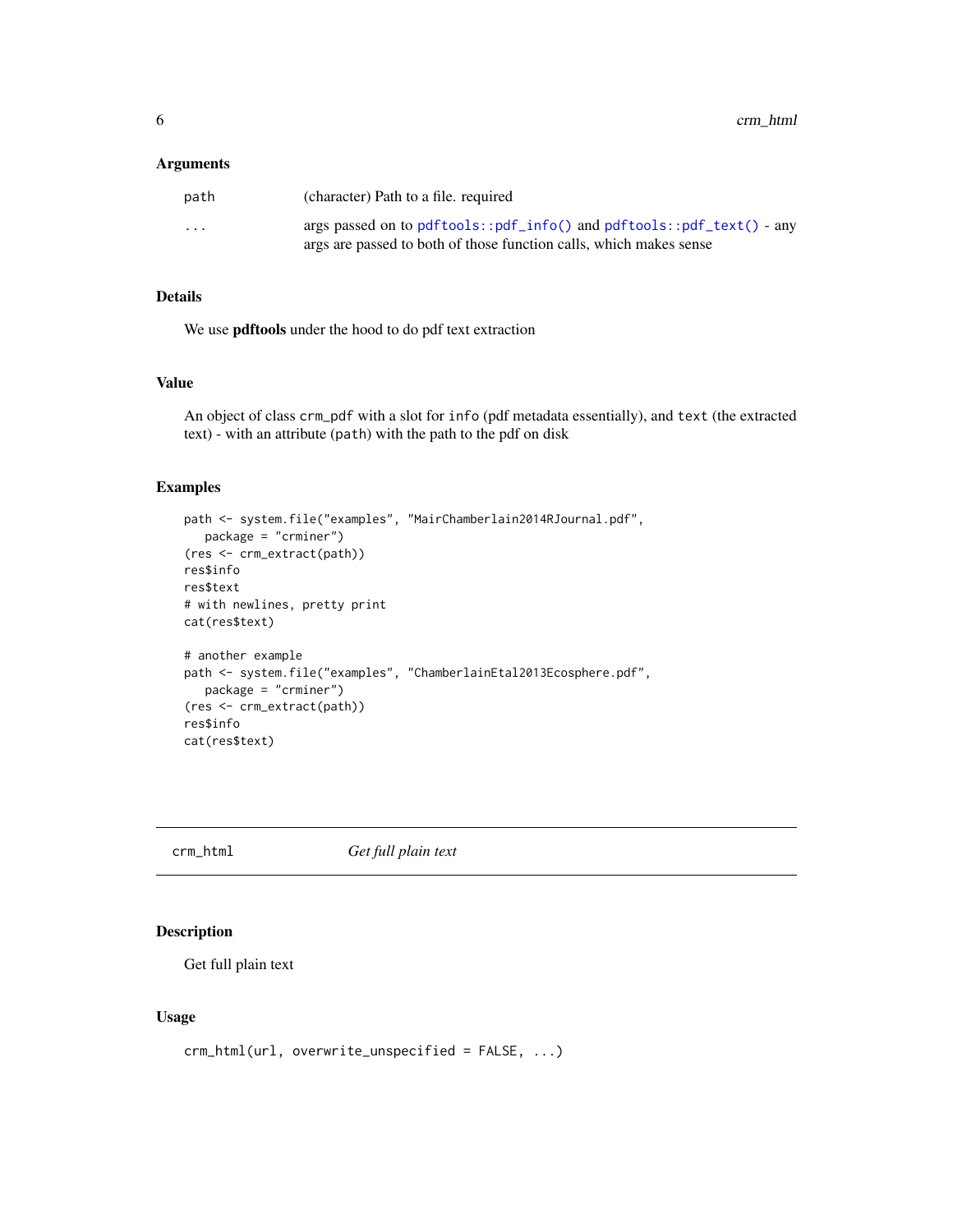### Arguments

| | |
|---|---|
| `path` | (character) Path to a file. required |
| `...` | args passed on to `pdftools::pdf_info()` and `pdftools::pdf_text()` - any args are passed to both of those function calls, which makes sense |

### Details

We use **pdftools** under the hood to do pdf text extraction

### Value

An object of class `crm_pdf` with a slot for `info` (pdf metadata essentially), and `text` (the extracted text) - with an attribute (`path`) with the path to the pdf on disk

### Examples

```
path <- system.file("examples", "MairChamberlain2014RJournal.pdf",
   package = "crminer")
(res <- crm_extract(path))
res$info
res$text
# with newlines, pretty print
cat(res$text)

# another example
path <- system.file("examples", "ChamberlainEtal2013Ecosphere.pdf",
   package = "crminer")
(res <- crm_extract(path))
res$info
cat(res$text)
```

---

## `crm_html` *Get full plain text*

### Description

Get full plain text

### Usage

```
crm_html(url, overwrite_unspecified = FALSE, ...)
```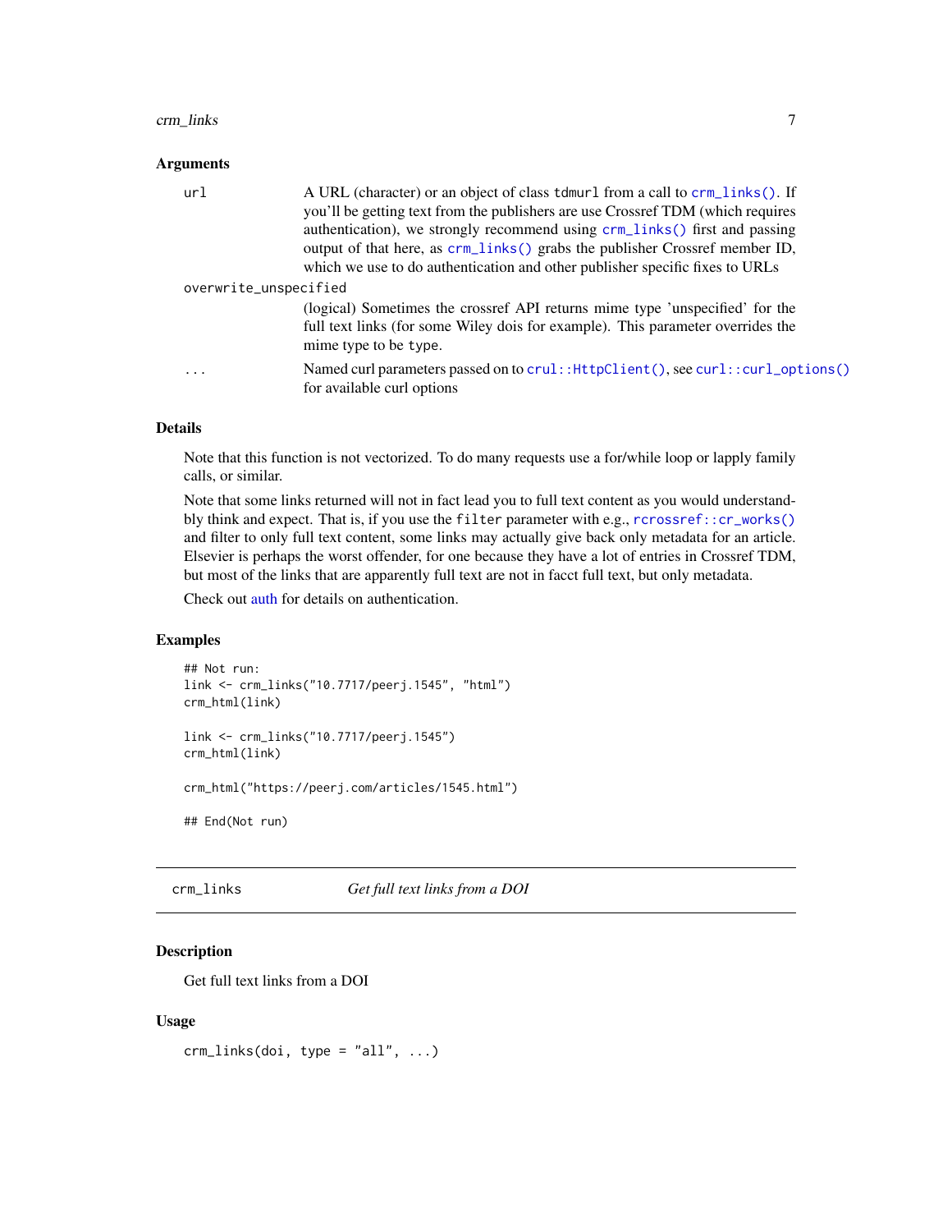### Arguments

| | |
|---|---|
| `url` | A URL (character) or an object of class `tdmurl` from a call to `crm_links()`. If you'll be getting text from the publishers are use Crossref TDM (which requires authentication), we strongly recommend using `crm_links()` first and passing output of that here, as `crm_links()` grabs the publisher Crossref member ID, which we use to do authentication and other publisher specific fixes to URLs |
| `overwrite_unspecified` | (logical) Sometimes the crossref API returns mime type 'unspecified' for the full text links (for some Wiley dois for example). This parameter overrides the mime type to be `type`. |
| `...` | Named curl parameters passed on to `crul::HttpClient()`, see `curl::curl_options()` for available curl options |

### Details

Note that this function is not vectorized. To do many requests use a for/while loop or lapply family calls, or similar.

Note that some links returned will not in fact lead you to full text content as you would understandbly think and expect. That is, if you use the `filter` parameter with e.g., `rcrossref::cr_works()` and filter to only full text content, some links may actually give back only metadata for an article. Elsevier is perhaps the worst offender, for one because they have a lot of entries in Crossref TDM, but most of the links that are apparently full text are not in facct full text, but only metadata.

Check out auth for details on authentication.

### Examples

```
## Not run:
link <- crm_links("10.7717/peerj.1545", "html")
crm_html(link)

link <- crm_links("10.7717/peerj.1545")
crm_html(link)

crm_html("https://peerj.com/articles/1545.html")

## End(Not run)
```

---

## crm_links *Get full text links from a DOI*

### Description

Get full text links from a DOI

### Usage

```
crm_links(doi, type = "all", ...)
```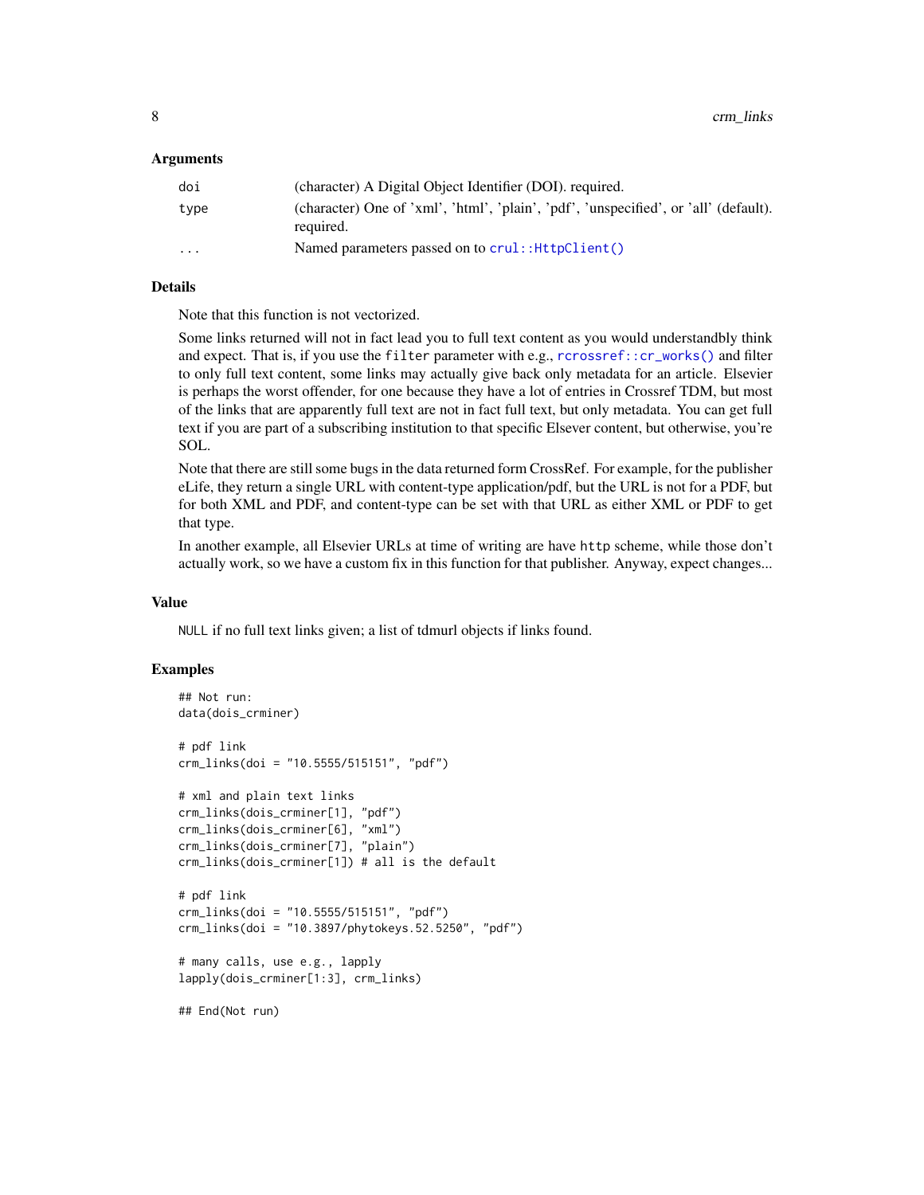### Arguments

| | |
|---|---|
| `doi` | (character) A Digital Object Identifier (DOI). required. |
| `type` | (character) One of 'xml', 'html', 'plain', 'pdf', 'unspecified', or 'all' (default). required. |
| `...` | Named parameters passed on to `crul::HttpClient()` |

### Details

Note that this function is not vectorized.

Some links returned will not in fact lead you to full text content as you would understandbly think and expect. That is, if you use the `filter` parameter with e.g., `rcrossref::cr_works()` and filter to only full text content, some links may actually give back only metadata for an article. Elsevier is perhaps the worst offender, for one because they have a lot of entries in Crossref TDM, but most of the links that are apparently full text are not in fact full text, but only metadata. You can get full text if you are part of a subscribing institution to that specific Elsever content, but otherwise, you're SOL.

Note that there are still some bugs in the data returned form CrossRef. For example, for the publisher eLife, they return a single URL with content-type application/pdf, but the URL is not for a PDF, but for both XML and PDF, and content-type can be set with that URL as either XML or PDF to get that type.

In another example, all Elsevier URLs at time of writing are have `http` scheme, while those don't actually work, so we have a custom fix in this function for that publisher. Anyway, expect changes...

### Value

`NULL` if no full text links given; a list of tdmurl objects if links found.

### Examples

```
## Not run:
data(dois_crminer)

# pdf link
crm_links(doi = "10.5555/515151", "pdf")

# xml and plain text links
crm_links(dois_crminer[1], "pdf")
crm_links(dois_crminer[6], "xml")
crm_links(dois_crminer[7], "plain")
crm_links(dois_crminer[1]) # all is the default

# pdf link
crm_links(doi = "10.5555/515151", "pdf")
crm_links(doi = "10.3897/phytokeys.52.5250", "pdf")

# many calls, use e.g., lapply
lapply(dois_crminer[1:3], crm_links)

## End(Not run)
```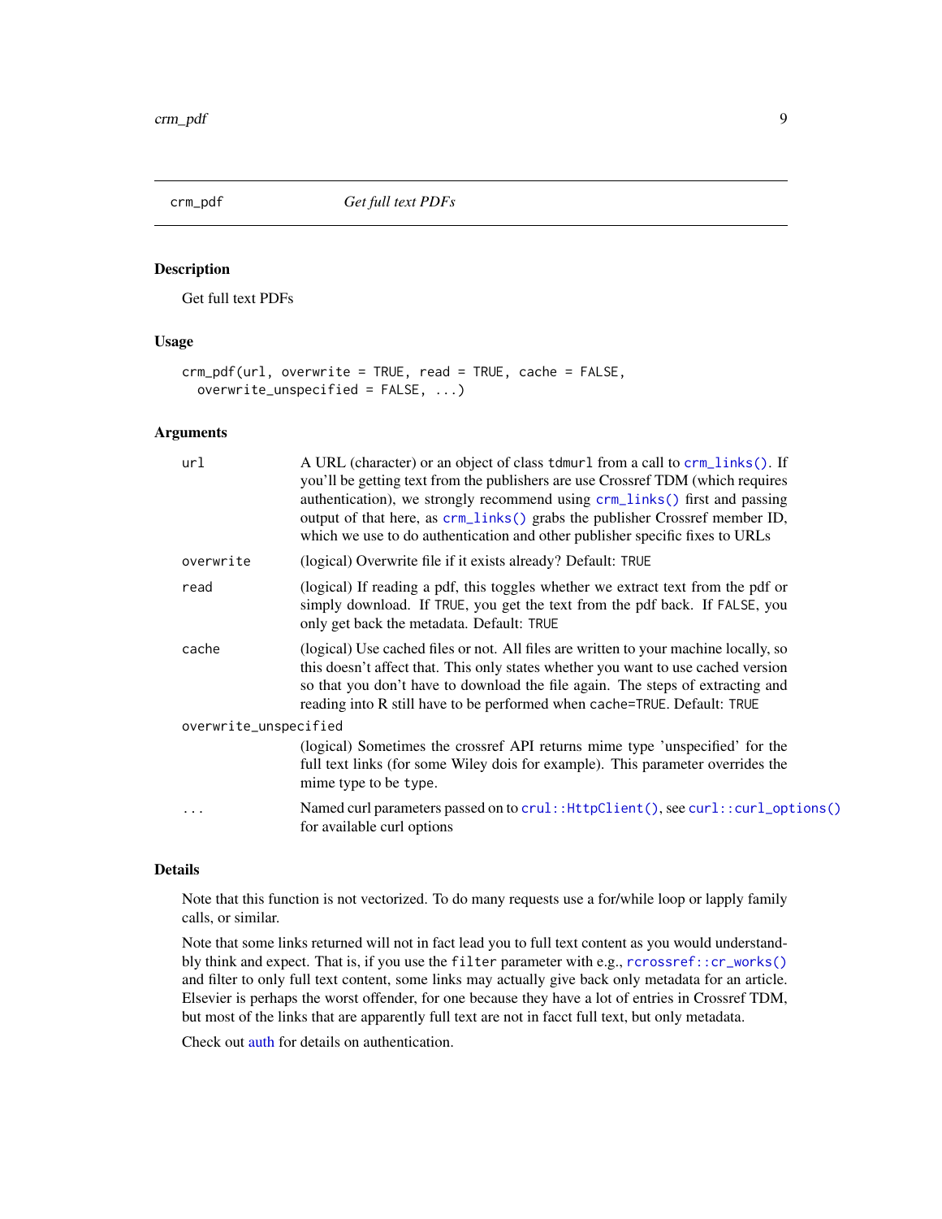## crm_pdf &nbsp;&nbsp;&nbsp;&nbsp; *Get full text PDFs*

### Description

Get full text PDFs

### Usage

```
crm_pdf(url, overwrite = TRUE, read = TRUE, cache = FALSE,
  overwrite_unspecified = FALSE, ...)
```

### Arguments

| | |
|---|---|
| `url` | A URL (character) or an object of class `tdmurl` from a call to `crm_links()`. If you'll be getting text from the publishers are use Crossref TDM (which requires authentication), we strongly recommend using `crm_links()` first and passing output of that here, as `crm_links()` grabs the publisher Crossref member ID, which we use to do authentication and other publisher specific fixes to URLs |
| `overwrite` | (logical) Overwrite file if it exists already? Default: `TRUE` |
| `read` | (logical) If reading a pdf, this toggles whether we extract text from the pdf or simply download. If `TRUE`, you get the text from the pdf back. If `FALSE`, you only get back the metadata. Default: `TRUE` |
| `cache` | (logical) Use cached files or not. All files are written to your machine locally, so this doesn't affect that. This only states whether you want to use cached version so that you don't have to download the file again. The steps of extracting and reading into R still have to be performed when `cache=TRUE`. Default: `TRUE` |
| `overwrite_unspecified` | (logical) Sometimes the crossref API returns mime type 'unspecified' for the full text links (for some Wiley dois for example). This parameter overrides the mime type to be `type`. |
| `...` | Named curl parameters passed on to `crul::HttpClient()`, see `curl::curl_options()` for available curl options |

### Details

Note that this function is not vectorized. To do many requests use a for/while loop or lapply family calls, or similar.

Note that some links returned will not in fact lead you to full text content as you would understandbly think and expect. That is, if you use the `filter` parameter with e.g., `rcrossref::cr_works()` and filter to only full text content, some links may actually give back only metadata for an article. Elsevier is perhaps the worst offender, for one because they have a lot of entries in Crossref TDM, but most of the links that are apparently full text are not in facct full text, but only metadata.

Check out auth for details on authentication.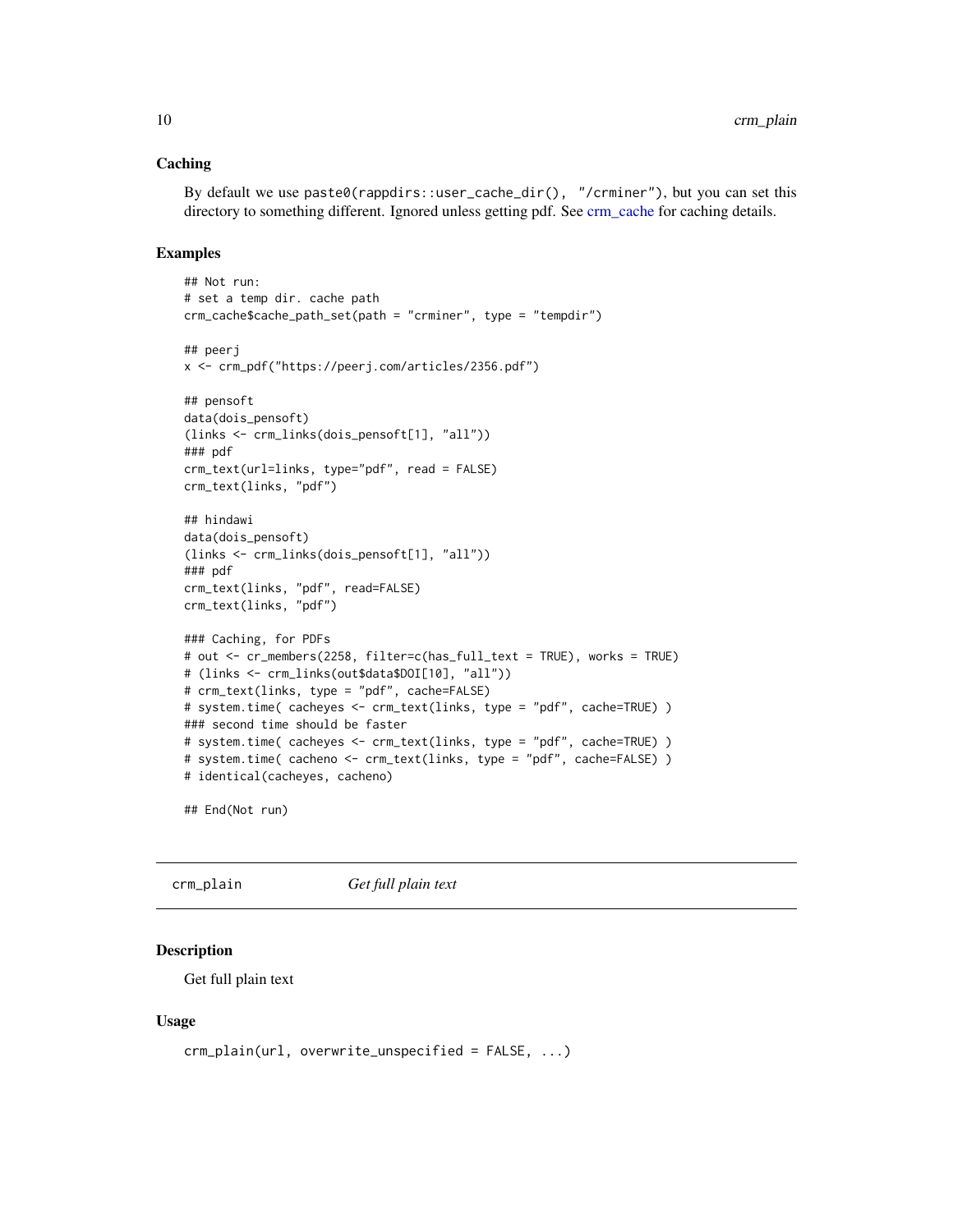### Caching

By default we use `paste0(rappdirs::user_cache_dir(), "/crminer")`, but you can set this directory to something different. Ignored unless getting pdf. See crm_cache for caching details.

### Examples

```
## Not run:
# set a temp dir. cache path
crm_cache$cache_path_set(path = "crminer", type = "tempdir")

## peerj
x <- crm_pdf("https://peerj.com/articles/2356.pdf")

## pensoft
data(dois_pensoft)
(links <- crm_links(dois_pensoft[1], "all"))
### pdf
crm_text(url=links, type="pdf", read = FALSE)
crm_text(links, "pdf")

## hindawi
data(dois_pensoft)
(links <- crm_links(dois_pensoft[1], "all"))
### pdf
crm_text(links, "pdf", read=FALSE)
crm_text(links, "pdf")

### Caching, for PDFs
# out <- cr_members(2258, filter=c(has_full_text = TRUE), works = TRUE)
# (links <- crm_links(out$data$DOI[10], "all"))
# crm_text(links, type = "pdf", cache=FALSE)
# system.time( cacheyes <- crm_text(links, type = "pdf", cache=TRUE) )
### second time should be faster
# system.time( cacheyes <- crm_text(links, type = "pdf", cache=TRUE) )
# system.time( cacheno <- crm_text(links, type = "pdf", cache=FALSE) )
# identical(cacheyes, cacheno)

## End(Not run)
```

---

## crm_plain — *Get full plain text*

### Description

Get full plain text

### Usage

```
crm_plain(url, overwrite_unspecified = FALSE, ...)
```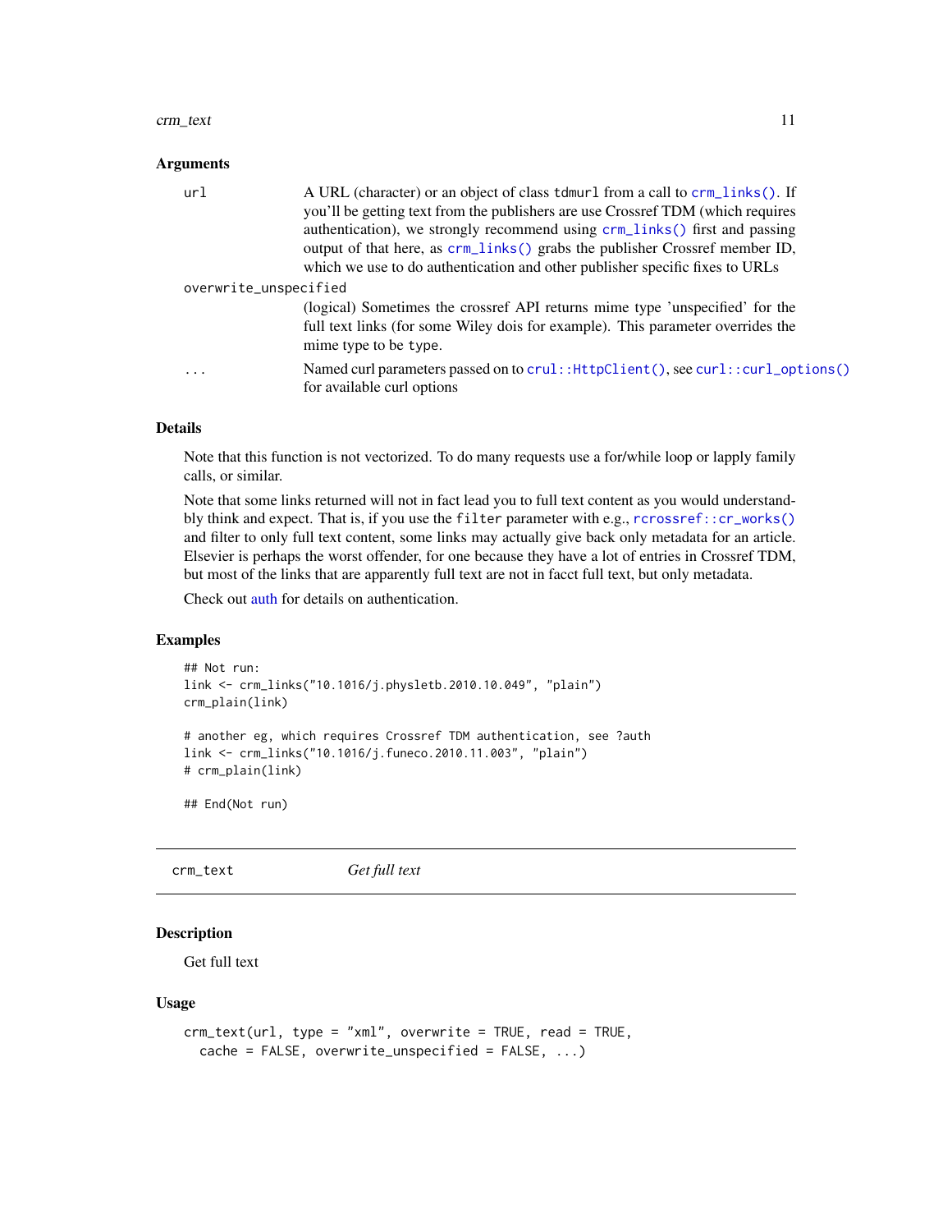### Arguments

| | |
|---|---|
| url | A URL (character) or an object of class tdmurl from a call to crm_links(). If you'll be getting text from the publishers are use Crossref TDM (which requires authentication), we strongly recommend using crm_links() first and passing output of that here, as crm_links() grabs the publisher Crossref member ID, which we use to do authentication and other publisher specific fixes to URLs |
| overwrite_unspecified | (logical) Sometimes the crossref API returns mime type 'unspecified' for the full text links (for some Wiley dois for example). This parameter overrides the mime type to be type. |
| ... | Named curl parameters passed on to crul::HttpClient(), see curl::curl_options() for available curl options |

### Details

Note that this function is not vectorized. To do many requests use a for/while loop or lapply family calls, or similar.

Note that some links returned will not in fact lead you to full text content as you would understandbly think and expect. That is, if you use the filter parameter with e.g., rcrossref::cr_works() and filter to only full text content, some links may actually give back only metadata for an article. Elsevier is perhaps the worst offender, for one because they have a lot of entries in Crossref TDM, but most of the links that are apparently full text are not in facct full text, but only metadata.

Check out auth for details on authentication.

### Examples

```
## Not run:
link <- crm_links("10.1016/j.physletb.2010.10.049", "plain")
crm_plain(link)

# another eg, which requires Crossref TDM authentication, see ?auth
link <- crm_links("10.1016/j.funeco.2010.11.003", "plain")
# crm_plain(link)

## End(Not run)
```

---

## crm_text — *Get full text*

### Description

Get full text

### Usage

```
crm_text(url, type = "xml", overwrite = TRUE, read = TRUE,
  cache = FALSE, overwrite_unspecified = FALSE, ...)
```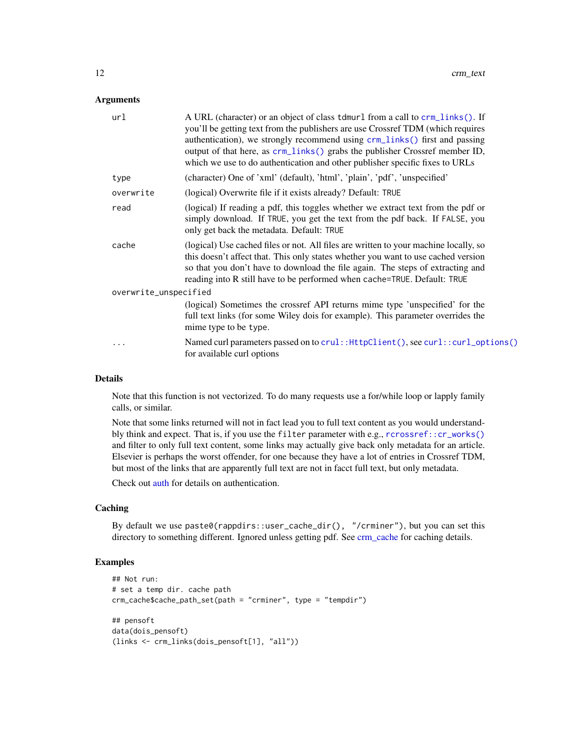### Arguments

| | |
|---|---|
| `url` | A URL (character) or an object of class `tdmurl` from a call to `crm_links()`. If you'll be getting text from the publishers are use Crossref TDM (which requires authentication), we strongly recommend using `crm_links()` first and passing output of that here, as `crm_links()` grabs the publisher Crossref member ID, which we use to do authentication and other publisher specific fixes to URLs |
| `type` | (character) One of 'xml' (default), 'html', 'plain', 'pdf', 'unspecified' |
| `overwrite` | (logical) Overwrite file if it exists already? Default: `TRUE` |
| `read` | (logical) If reading a pdf, this toggles whether we extract text from the pdf or simply download. If `TRUE`, you get the text from the pdf back. If `FALSE`, you only get back the metadata. Default: `TRUE` |
| `cache` | (logical) Use cached files or not. All files are written to your machine locally, so this doesn't affect that. This only states whether you want to use cached version so that you don't have to download the file again. The steps of extracting and reading into R still have to be performed when `cache=TRUE`. Default: `TRUE` |
| `overwrite_unspecified` | (logical) Sometimes the crossref API returns mime type 'unspecified' for the full text links (for some Wiley dois for example). This parameter overrides the mime type to be `type`. |
| `...` | Named curl parameters passed on to `crul::HttpClient()`, see `curl::curl_options()` for available curl options |

### Details

Note that this function is not vectorized. To do many requests use a for/while loop or lapply family calls, or similar.

Note that some links returned will not in fact lead you to full text content as you would understandably think and expect. That is, if you use the `filter` parameter with e.g., `rcrossref::cr_works()` and filter to only full text content, some links may actually give back only metadata for an article. Elsevier is perhaps the worst offender, for one because they have a lot of entries in Crossref TDM, but most of the links that are apparently full text are not in facct full text, but only metadata.

Check out auth for details on authentication.

### Caching

By default we use `paste0(rappdirs::user_cache_dir(), "/crminer")`, but you can set this directory to something different. Ignored unless getting pdf. See crm_cache for caching details.

### Examples

```
## Not run:
# set a temp dir. cache path
crm_cache$cache_path_set(path = "crminer", type = "tempdir")

## pensoft
data(dois_pensoft)
(links <- crm_links(dois_pensoft[1], "all"))
```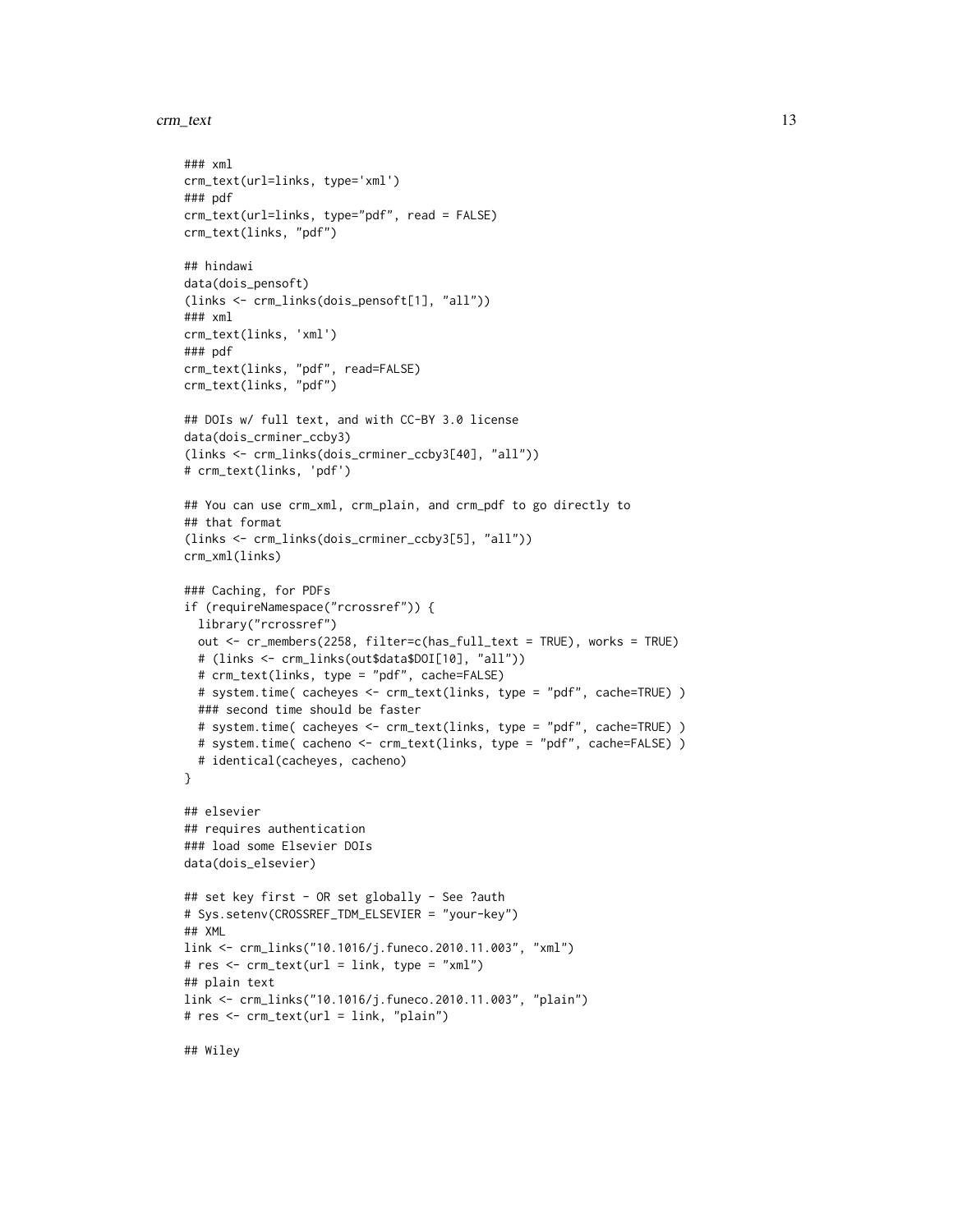```
### xml
crm_text(url=links, type='xml')
### pdf
crm_text(url=links, type="pdf", read = FALSE)
crm_text(links, "pdf")

## hindawi
data(dois_pensoft)
(links <- crm_links(dois_pensoft[1], "all"))
### xml
crm_text(links, 'xml')
### pdf
crm_text(links, "pdf", read=FALSE)
crm_text(links, "pdf")

## DOIs w/ full text, and with CC-BY 3.0 license
data(dois_crminer_ccby3)
(links <- crm_links(dois_crminer_ccby3[40], "all"))
# crm_text(links, 'pdf')

## You can use crm_xml, crm_plain, and crm_pdf to go directly to
## that format
(links <- crm_links(dois_crminer_ccby3[5], "all"))
crm_xml(links)

### Caching, for PDFs
if (requireNamespace("rcrossref")) {
  library("rcrossref")
  out <- cr_members(2258, filter=c(has_full_text = TRUE), works = TRUE)
  # (links <- crm_links(out$data$DOI[10], "all"))
  # crm_text(links, type = "pdf", cache=FALSE)
  # system.time( cacheyes <- crm_text(links, type = "pdf", cache=TRUE) )
  ### second time should be faster
  # system.time( cacheyes <- crm_text(links, type = "pdf", cache=TRUE) )
  # system.time( cacheno <- crm_text(links, type = "pdf", cache=FALSE) )
  # identical(cacheyes, cacheno)
}

## elsevier
## requires authentication
### load some Elsevier DOIs
data(dois_elsevier)

## set key first - OR set globally - See ?auth
# Sys.setenv(CROSSREF_TDM_ELSEVIER = "your-key")
## XML
link <- crm_links("10.1016/j.funeco.2010.11.003", "xml")
# res <- crm_text(url = link, type = "xml")
## plain text
link <- crm_links("10.1016/j.funeco.2010.11.003", "plain")
# res <- crm_text(url = link, "plain")

## Wiley
```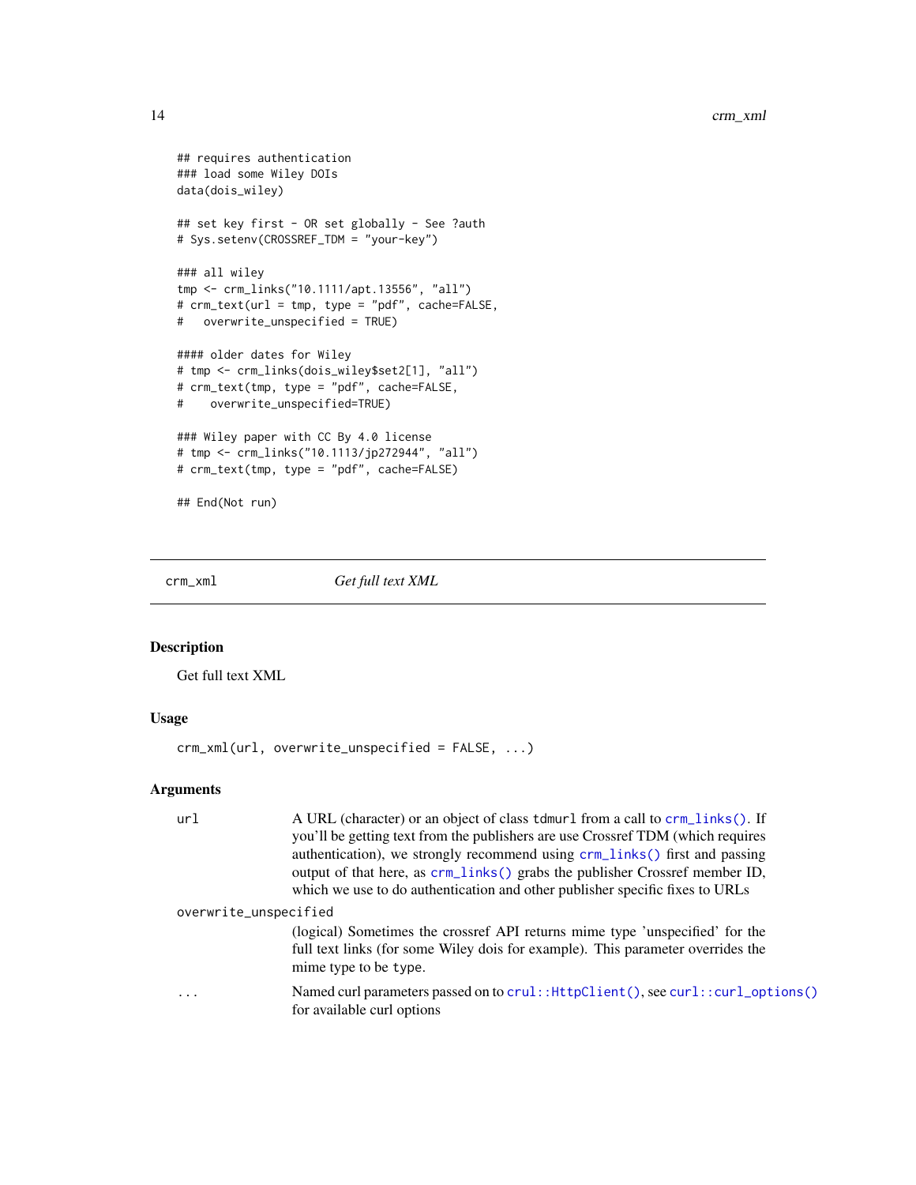```
## requires authentication
### load some Wiley DOIs
data(dois_wiley)

## set key first - OR set globally - See ?auth
# Sys.setenv(CROSSREF_TDM = "your-key")

### all wiley
tmp <- crm_links("10.1111/apt.13556", "all")
# crm_text(url = tmp, type = "pdf", cache=FALSE,
#   overwrite_unspecified = TRUE)

#### older dates for Wiley
# tmp <- crm_links(dois_wiley$set2[1], "all")
# crm_text(tmp, type = "pdf", cache=FALSE,
#    overwrite_unspecified=TRUE)

### Wiley paper with CC By 4.0 license
# tmp <- crm_links("10.1113/jp272944", "all")
# crm_text(tmp, type = "pdf", cache=FALSE)

## End(Not run)
```

---

## crm_xml — *Get full text XML*

### Description

Get full text XML

### Usage

```
crm_xml(url, overwrite_unspecified = FALSE, ...)
```

### Arguments

- `url` — A URL (character) or an object of class `tdmurl` from a call to `crm_links()`. If you'll be getting text from the publishers are use Crossref TDM (which requires authentication), we strongly recommend using `crm_links()` first and passing output of that here, as `crm_links()` grabs the publisher Crossref member ID, which we use to do authentication and other publisher specific fixes to URLs
- `overwrite_unspecified` — (logical) Sometimes the crossref API returns mime type 'unspecified' for the full text links (for some Wiley dois for example). This parameter overrides the mime type to be `type`.
- `...` — Named curl parameters passed on to `crul::HttpClient()`, see `curl::curl_options()` for available curl options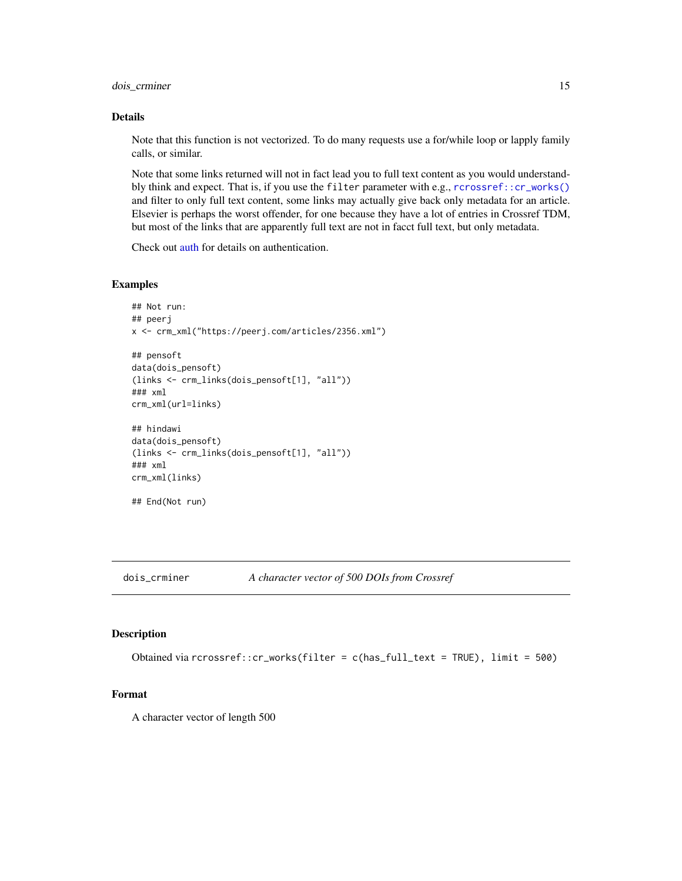## Details

Note that this function is not vectorized. To do many requests use a for/while loop or lapply family calls, or similar.

Note that some links returned will not in fact lead you to full text content as you would understandbly think and expect. That is, if you use the `filter` parameter with e.g., `rcrossref::cr_works()` and filter to only full text content, some links may actually give back only metadata for an article. Elsevier is perhaps the worst offender, for one because they have a lot of entries in Crossref TDM, but most of the links that are apparently full text are not in facct full text, but only metadata.

Check out auth for details on authentication.

## Examples

```
## Not run:
## peerj
x <- crm_xml("https://peerj.com/articles/2356.xml")

## pensoft
data(dois_pensoft)
(links <- crm_links(dois_pensoft[1], "all"))
### xml
crm_xml(url=links)

## hindawi
data(dois_pensoft)
(links <- crm_links(dois_pensoft[1], "all"))
### xml
crm_xml(links)

## End(Not run)
```

---

# `dois_crminer` *A character vector of 500 DOIs from Crossref*

## Description

Obtained via `rcrossref::cr_works(filter = c(has_full_text = TRUE), limit = 500)`

## Format

A character vector of length 500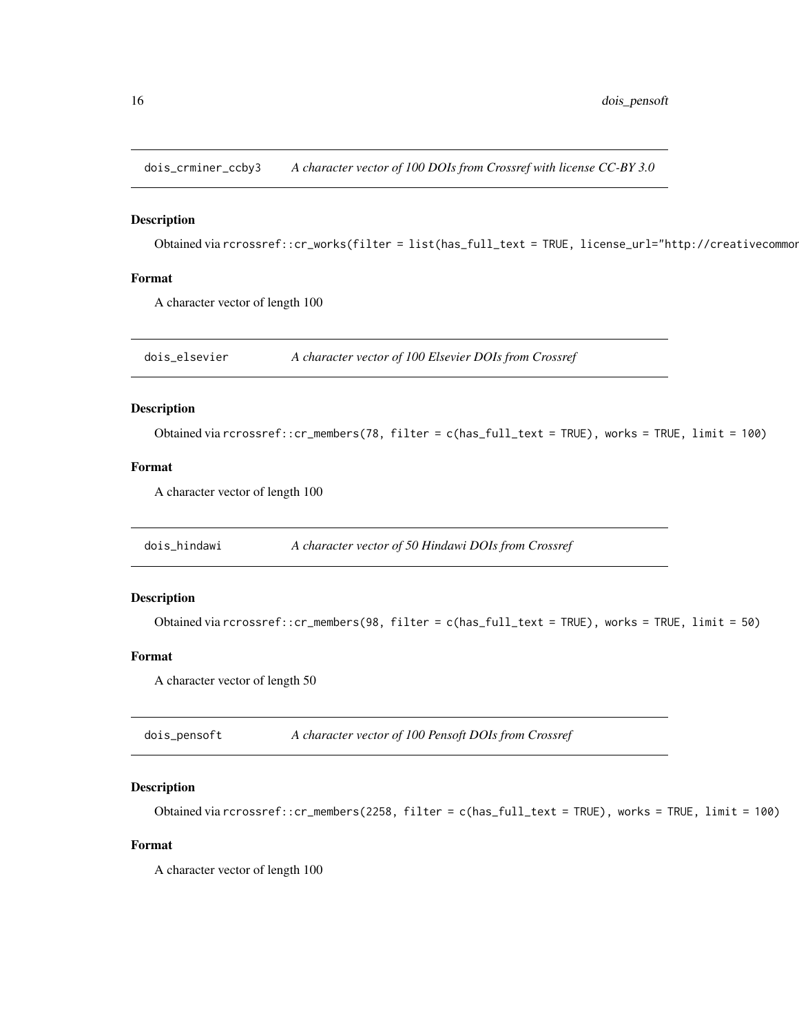## dois_crminer_ccby3 — *A character vector of 100 DOIs from Crossref with license CC-BY 3.0*

### Description

Obtained via `rcrossref::cr_works(filter = list(has_full_text = TRUE, license_url="http://creativecommor`

### Format

A character vector of length 100

## dois_elsevier — *A character vector of 100 Elsevier DOIs from Crossref*

### Description

Obtained via `rcrossref::cr_members(78, filter = c(has_full_text = TRUE), works = TRUE, limit = 100)`

### Format

A character vector of length 100

## dois_hindawi — *A character vector of 50 Hindawi DOIs from Crossref*

### Description

Obtained via `rcrossref::cr_members(98, filter = c(has_full_text = TRUE), works = TRUE, limit = 50)`

### Format

A character vector of length 50

## dois_pensoft — *A character vector of 100 Pensoft DOIs from Crossref*

### Description

Obtained via `rcrossref::cr_members(2258, filter = c(has_full_text = TRUE), works = TRUE, limit = 100)`

### Format

A character vector of length 100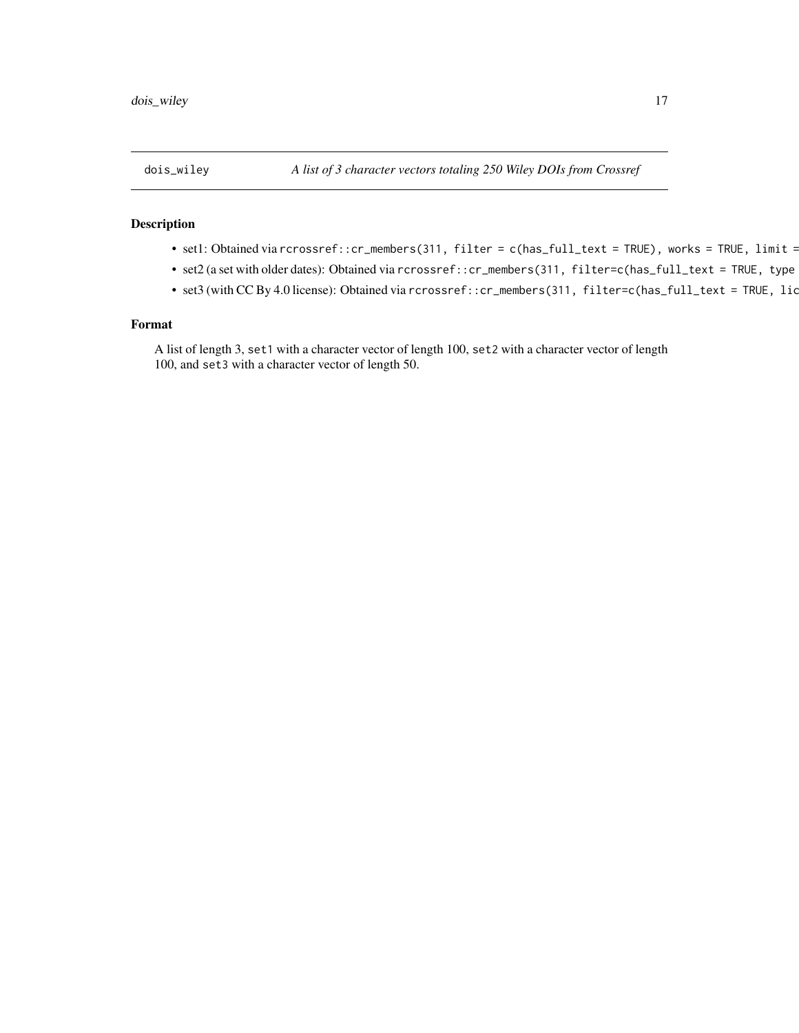dois_wiley *A list of 3 character vectors totaling 250 Wiley DOIs from Crossref*

## Description

- set1: Obtained via `rcrossref::cr_members(311, filter = c(has_full_text = TRUE), works = TRUE, limit =`
- set2 (a set with older dates): Obtained via `rcrossref::cr_members(311, filter=c(has_full_text = TRUE, type`
- set3 (with CC By 4.0 license): Obtained via `rcrossref::cr_members(311, filter=c(has_full_text = TRUE, lic`

## Format

A list of length 3, `set1` with a character vector of length 100, `set2` with a character vector of length 100, and `set3` with a character vector of length 50.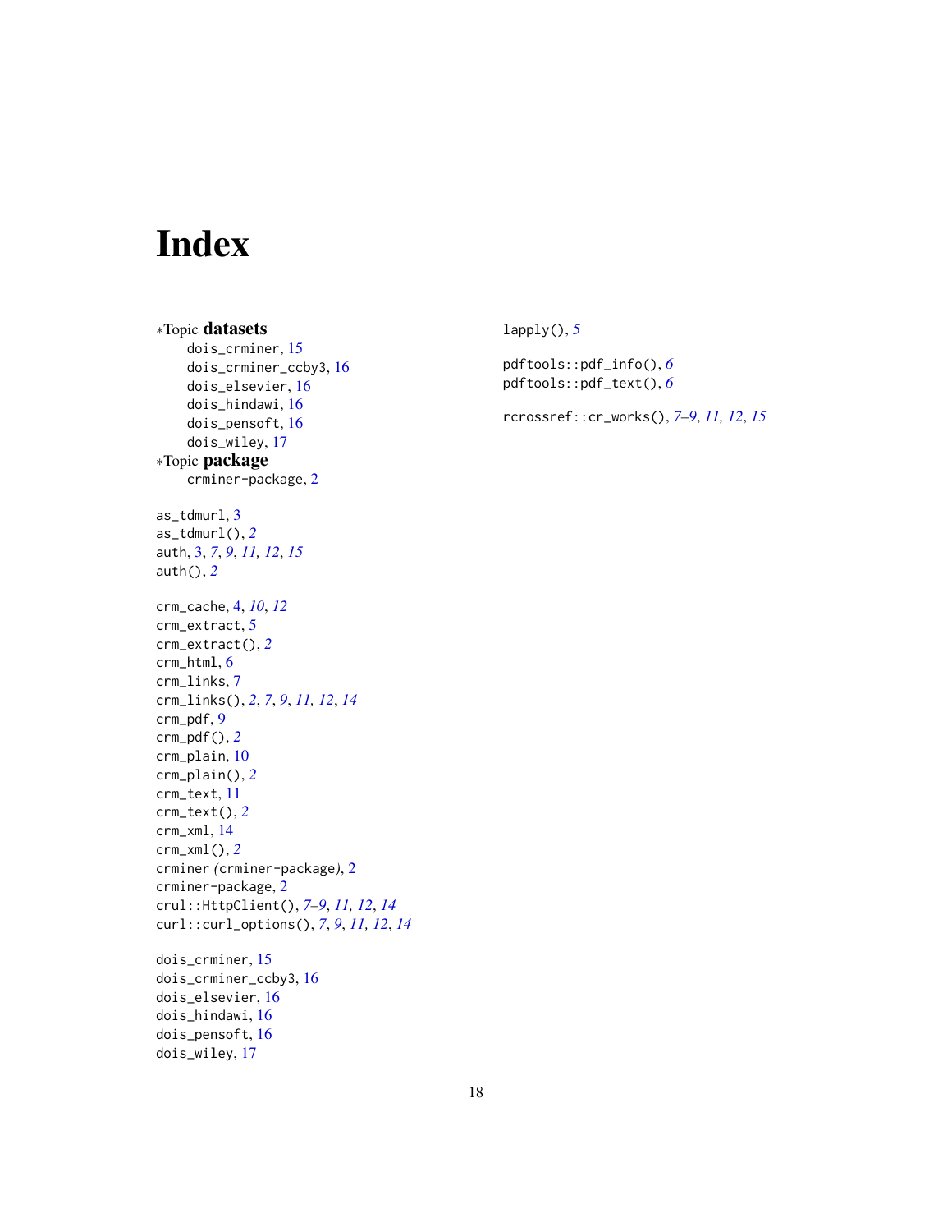# Index

*Topic **datasets**
- dois_crminer, 15
- dois_crminer_ccby3, 16
- dois_elsevier, 16
- dois_hindawi, 16
- dois_pensoft, 16
- dois_wiley, 17

*Topic **package**
- crminer-package, 2

as_tdmurl, 3
as_tdmurl(), *2*
auth, 3, *7*, *9*, *11*, *12*, *15*
auth(), *2*

crm_cache, 4, *10*, *12*
crm_extract, 5
crm_extract(), *2*
crm_html, 6
crm_links, 7
crm_links(), *2*, *7*, *9*, *11*, *12*, *14*
crm_pdf, 9
crm_pdf(), *2*
crm_plain, 10
crm_plain(), *2*
crm_text, 11
crm_text(), *2*
crm_xml, 14
crm_xml(), *2*
crminer *(*crminer-package*)*, 2
crminer-package, 2
crul::HttpClient(), *7–9*, *11*, *12*, *14*
curl::curl_options(), *7*, *9*, *11*, *12*, *14*

dois_crminer, 15
dois_crminer_ccby3, 16
dois_elsevier, 16
dois_hindawi, 16
dois_pensoft, 16
dois_wiley, 17

lapply(), *5*

pdftools::pdf_info(), *6*
pdftools::pdf_text(), *6*

rcrossref::cr_works(), *7–9*, *11*, *12*, *15*